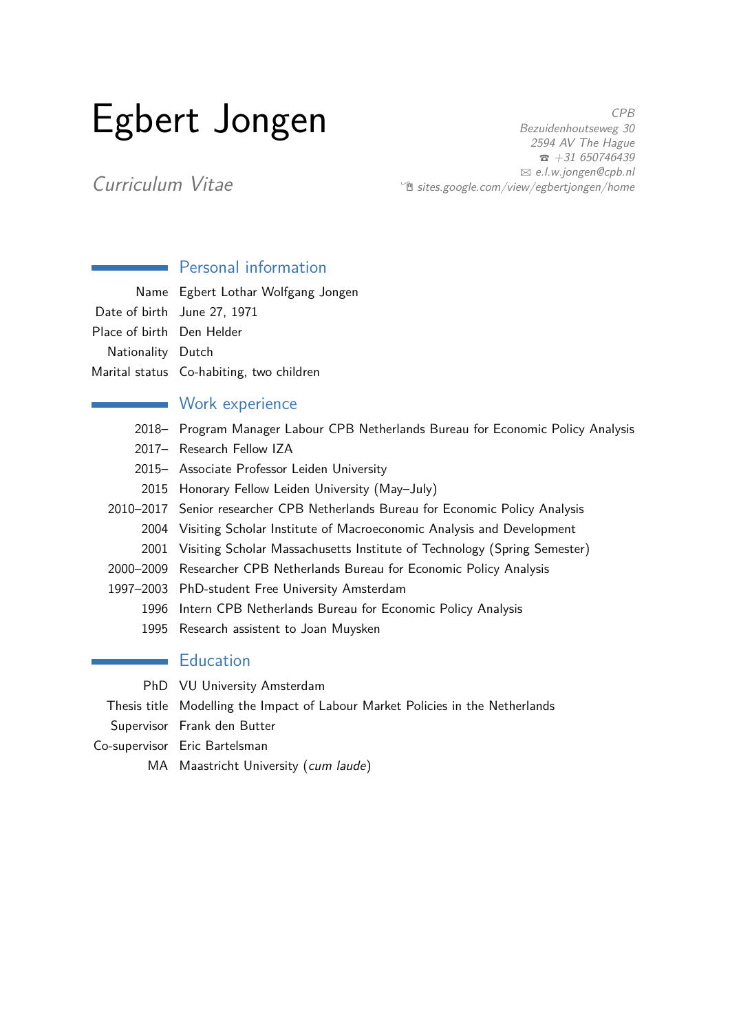# Egbert Jongen

*Curriculum Vitae*

*CPB*
*Bezuidenhoutseweg 30*
*2594 AV The Hague*
*☎ +31 650746439*
*✉ e.l.w.jongen@cpb.nl*
*sites.google.com/view/egbertjongen/home*

## Personal information

| | |
|---|---|
| Name | Egbert Lothar Wolfgang Jongen |
| Date of birth | June 27, 1971 |
| Place of birth | Den Helder |
| Nationality | Dutch |
| Marital status | Co-habiting, two children |

## Work experience

| | |
|---|---|
| 2018– | Program Manager Labour CPB Netherlands Bureau for Economic Policy Analysis |
| 2017– | Research Fellow IZA |
| 2015– | Associate Professor Leiden University |
| 2015 | Honorary Fellow Leiden University (May–July) |
| 2010–2017 | Senior researcher CPB Netherlands Bureau for Economic Policy Analysis |
| 2004 | Visiting Scholar Institute of Macroeconomic Analysis and Development |
| 2001 | Visiting Scholar Massachusetts Institute of Technology (Spring Semester) |
| 2000–2009 | Researcher CPB Netherlands Bureau for Economic Policy Analysis |
| 1997–2003 | PhD-student Free University Amsterdam |
| 1996 | Intern CPB Netherlands Bureau for Economic Policy Analysis |
| 1995 | Research assistent to Joan Muysken |

## Education

| | |
|---|---|
| PhD | VU University Amsterdam |
| Thesis title | Modelling the Impact of Labour Market Policies in the Netherlands |
| Supervisor | Frank den Butter |
| Co-supervisor | Eric Bartelsman |
| MA | Maastricht University (*cum laude*) |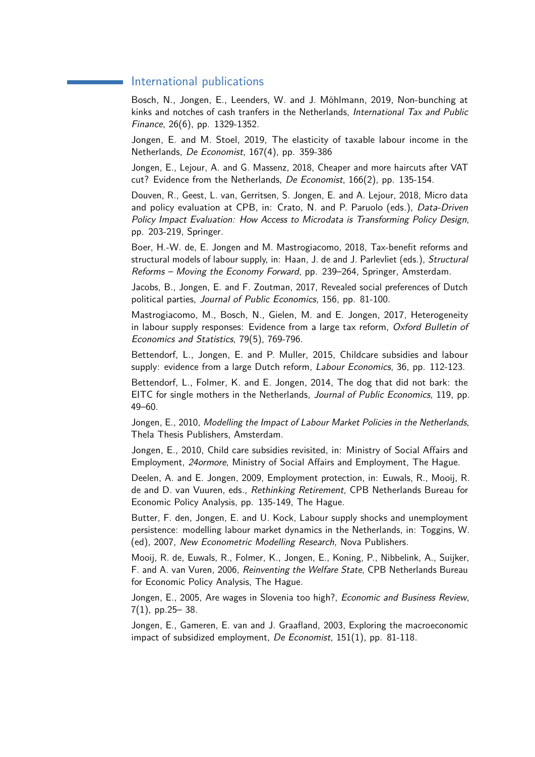## International publications

Bosch, N., Jongen, E., Leenders, W. and J. Möhlmann, 2019, Non-bunching at kinks and notches of cash tranfers in the Netherlands, *International Tax and Public Finance*, 26(6), pp. 1329-1352.

Jongen, E. and M. Stoel, 2019, The elasticity of taxable labour income in the Netherlands, *De Economist*, 167(4), pp. 359-386

Jongen, E., Lejour, A. and G. Massenz, 2018, Cheaper and more haircuts after VAT cut? Evidence from the Netherlands, *De Economist*, 166(2), pp. 135-154.

Douven, R., Geest, L. van, Gerritsen, S. Jongen, E. and A. Lejour, 2018, Micro data and policy evaluation at CPB, in: Crato, N. and P. Paruolo (eds.), *Data-Driven Policy Impact Evaluation: How Access to Microdata is Transforming Policy Design*, pp. 203-219, Springer.

Boer, H.-W. de, E. Jongen and M. Mastrogiacomo, 2018, Tax-benefit reforms and structural models of labour supply, in: Haan, J. de and J. Parlevliet (eds.), *Structural Reforms – Moving the Economy Forward*, pp. 239–264, Springer, Amsterdam.

Jacobs, B., Jongen, E. and F. Zoutman, 2017, Revealed social preferences of Dutch political parties, *Journal of Public Economics*, 156, pp. 81-100.

Mastrogiacomo, M., Bosch, N., Gielen, M. and E. Jongen, 2017, Heterogeneity in labour supply responses: Evidence from a large tax reform, *Oxford Bulletin of Economics and Statistics*, 79(5), 769-796.

Bettendorf, L., Jongen, E. and P. Muller, 2015, Childcare subsidies and labour supply: evidence from a large Dutch reform, *Labour Economics*, 36, pp. 112-123.

Bettendorf, L., Folmer, K. and E. Jongen, 2014, The dog that did not bark: the EITC for single mothers in the Netherlands, *Journal of Public Economics*, 119, pp. 49–60.

Jongen, E., 2010, *Modelling the Impact of Labour Market Policies in the Netherlands*, Thela Thesis Publishers, Amsterdam.

Jongen, E., 2010, Child care subsidies revisited, in: Ministry of Social Affairs and Employment, *24ormore*, Ministry of Social Affairs and Employment, The Hague.

Deelen, A. and E. Jongen, 2009, Employment protection, in: Euwals, R., Mooij, R. de and D. van Vuuren, eds., *Rethinking Retirement*, CPB Netherlands Bureau for Economic Policy Analysis, pp. 135-149, The Hague.

Butter, F. den, Jongen, E. and U. Kock, Labour supply shocks and unemployment persistence: modelling labour market dynamics in the Netherlands, in: Toggins, W. (ed), 2007, *New Econometric Modelling Research*, Nova Publishers.

Mooij, R. de, Euwals, R., Folmer, K., Jongen, E., Koning, P., Nibbelink, A., Suijker, F. and A. van Vuren, 2006, *Reinventing the Welfare State*, CPB Netherlands Bureau for Economic Policy Analysis, The Hague.

Jongen, E., 2005, Are wages in Slovenia too high?, *Economic and Business Review*, 7(1), pp.25– 38.

Jongen, E., Gameren, E. van and J. Graafland, 2003, Exploring the macroeconomic impact of subsidized employment, *De Economist*, 151(1), pp. 81-118.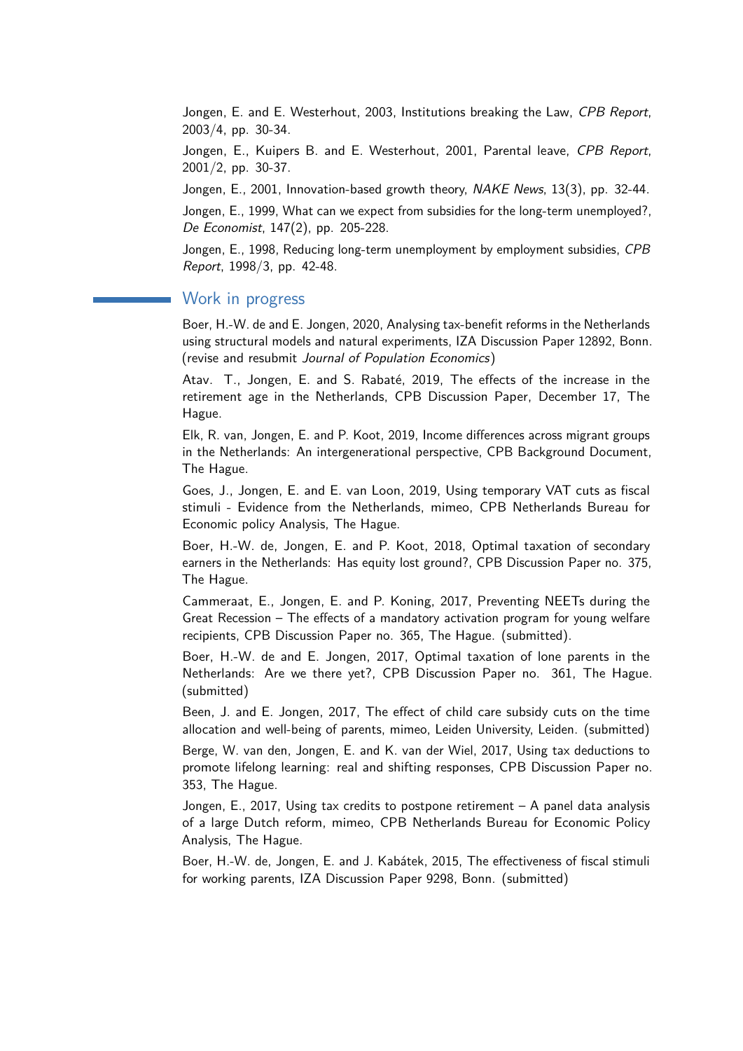Jongen, E. and E. Westerhout, 2003, Institutions breaking the Law, *CPB Report*, 2003/4, pp. 30-34.

Jongen, E., Kuipers B. and E. Westerhout, 2001, Parental leave, *CPB Report*, 2001/2, pp. 30-37.

Jongen, E., 2001, Innovation-based growth theory, *NAKE News*, 13(3), pp. 32-44.

Jongen, E., 1999, What can we expect from subsidies for the long-term unemployed?, *De Economist*, 147(2), pp. 205-228.

Jongen, E., 1998, Reducing long-term unemployment by employment subsidies, *CPB Report*, 1998/3, pp. 42-48.

## Work in progress

Boer, H.-W. de and E. Jongen, 2020, Analysing tax-benefit reforms in the Netherlands using structural models and natural experiments, IZA Discussion Paper 12892, Bonn. (revise and resubmit *Journal of Population Economics*)

Atav. T., Jongen, E. and S. Rabaté, 2019, The effects of the increase in the retirement age in the Netherlands, CPB Discussion Paper, December 17, The Hague.

Elk, R. van, Jongen, E. and P. Koot, 2019, Income differences across migrant groups in the Netherlands: An intergenerational perspective, CPB Background Document, The Hague.

Goes, J., Jongen, E. and E. van Loon, 2019, Using temporary VAT cuts as fiscal stimuli - Evidence from the Netherlands, mimeo, CPB Netherlands Bureau for Economic policy Analysis, The Hague.

Boer, H.-W. de, Jongen, E. and P. Koot, 2018, Optimal taxation of secondary earners in the Netherlands: Has equity lost ground?, CPB Discussion Paper no. 375, The Hague.

Cammeraat, E., Jongen, E. and P. Koning, 2017, Preventing NEETs during the Great Recession – The effects of a mandatory activation program for young welfare recipients, CPB Discussion Paper no. 365, The Hague. (submitted).

Boer, H.-W. de and E. Jongen, 2017, Optimal taxation of lone parents in the Netherlands: Are we there yet?, CPB Discussion Paper no. 361, The Hague. (submitted)

Been, J. and E. Jongen, 2017, The effect of child care subsidy cuts on the time allocation and well-being of parents, mimeo, Leiden University, Leiden. (submitted)

Berge, W. van den, Jongen, E. and K. van der Wiel, 2017, Using tax deductions to promote lifelong learning: real and shifting responses, CPB Discussion Paper no. 353, The Hague.

Jongen, E., 2017, Using tax credits to postpone retirement – A panel data analysis of a large Dutch reform, mimeo, CPB Netherlands Bureau for Economic Policy Analysis, The Hague.

Boer, H.-W. de, Jongen, E. and J. Kabátek, 2015, The effectiveness of fiscal stimuli for working parents, IZA Discussion Paper 9298, Bonn. (submitted)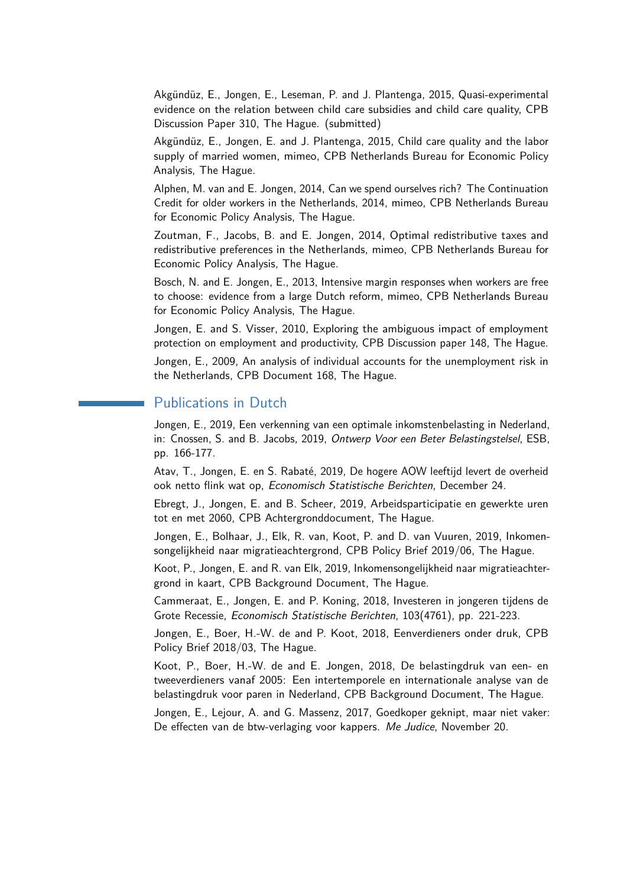Akgündüz, E., Jongen, E., Leseman, P. and J. Plantenga, 2015, Quasi-experimental evidence on the relation between child care subsidies and child care quality, CPB Discussion Paper 310, The Hague. (submitted)

Akgündüz, E., Jongen, E. and J. Plantenga, 2015, Child care quality and the labor supply of married women, mimeo, CPB Netherlands Bureau for Economic Policy Analysis, The Hague.

Alphen, M. van and E. Jongen, 2014, Can we spend ourselves rich? The Continuation Credit for older workers in the Netherlands, 2014, mimeo, CPB Netherlands Bureau for Economic Policy Analysis, The Hague.

Zoutman, F., Jacobs, B. and E. Jongen, 2014, Optimal redistributive taxes and redistributive preferences in the Netherlands, mimeo, CPB Netherlands Bureau for Economic Policy Analysis, The Hague.

Bosch, N. and E. Jongen, E., 2013, Intensive margin responses when workers are free to choose: evidence from a large Dutch reform, mimeo, CPB Netherlands Bureau for Economic Policy Analysis, The Hague.

Jongen, E. and S. Visser, 2010, Exploring the ambiguous impact of employment protection on employment and productivity, CPB Discussion paper 148, The Hague.

Jongen, E., 2009, An analysis of individual accounts for the unemployment risk in the Netherlands, CPB Document 168, The Hague.

## Publications in Dutch

Jongen, E., 2019, Een verkenning van een optimale inkomstenbelasting in Nederland, in: Cnossen, S. and B. Jacobs, 2019, *Ontwerp Voor een Beter Belastingstelsel*, ESB, pp. 166-177.

Atav, T., Jongen, E. en S. Rabaté, 2019, De hogere AOW leeftijd levert de overheid ook netto flink wat op, *Economisch Statistische Berichten*, December 24.

Ebregt, J., Jongen, E. and B. Scheer, 2019, Arbeidsparticipatie en gewerkte uren tot en met 2060, CPB Achtergronddocument, The Hague.

Jongen, E., Bolhaar, J., Elk, R. van, Koot, P. and D. van Vuuren, 2019, Inkomensongelijkheid naar migratieachtergrond, CPB Policy Brief 2019/06, The Hague.

Koot, P., Jongen, E. and R. van Elk, 2019, Inkomensongelijkheid naar migratieachtergrond in kaart, CPB Background Document, The Hague.

Cammeraat, E., Jongen, E. and P. Koning, 2018, Investeren in jongeren tijdens de Grote Recessie, *Economisch Statistische Berichten*, 103(4761), pp. 221-223.

Jongen, E., Boer, H.-W. de and P. Koot, 2018, Eenverdieners onder druk, CPB Policy Brief 2018/03, The Hague.

Koot, P., Boer, H.-W. de and E. Jongen, 2018, De belastingdruk van een- en tweeverdieners vanaf 2005: Een intertemporele en internationale analyse van de belastingdruk voor paren in Nederland, CPB Background Document, The Hague.

Jongen, E., Lejour, A. and G. Massenz, 2017, Goedkoper geknipt, maar niet vaker: De effecten van de btw-verlaging voor kappers. *Me Judice*, November 20.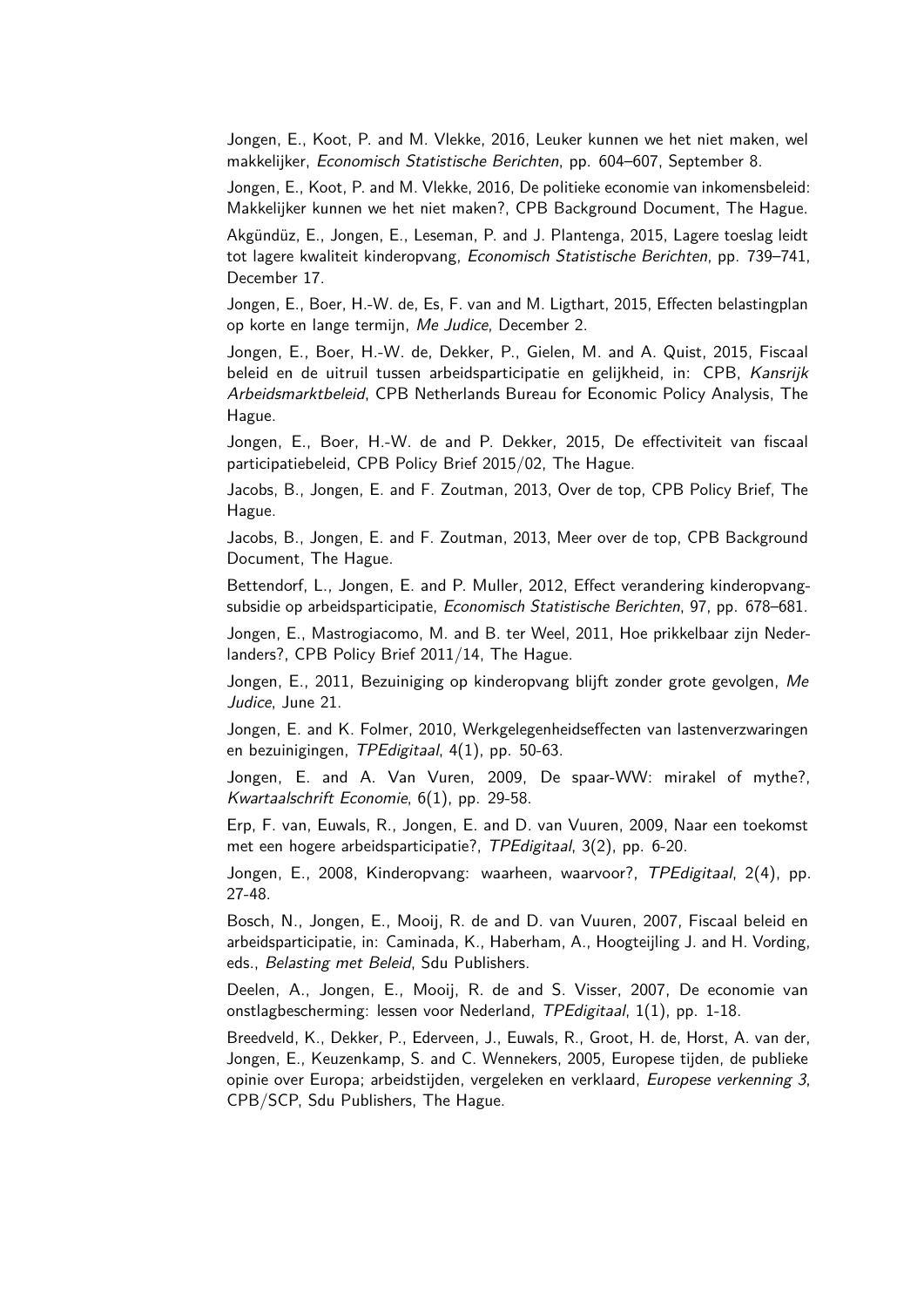Jongen, E., Koot, P. and M. Vlekke, 2016, Leuker kunnen we het niet maken, wel makkelijker, *Economisch Statistische Berichten*, pp. 604–607, September 8.

Jongen, E., Koot, P. and M. Vlekke, 2016, De politieke economie van inkomensbeleid: Makkelijker kunnen we het niet maken?, CPB Background Document, The Hague.

Akgündüz, E., Jongen, E., Leseman, P. and J. Plantenga, 2015, Lagere toeslag leidt tot lagere kwaliteit kinderopvang, *Economisch Statistische Berichten*, pp. 739–741, December 17.

Jongen, E., Boer, H.-W. de, Es, F. van and M. Ligthart, 2015, Effecten belastingplan op korte en lange termijn, *Me Judice*, December 2.

Jongen, E., Boer, H.-W. de, Dekker, P., Gielen, M. and A. Quist, 2015, Fiscaal beleid en de uitruil tussen arbeidsparticipatie en gelijkheid, in: CPB, *Kansrijk Arbeidsmarktbeleid*, CPB Netherlands Bureau for Economic Policy Analysis, The Hague.

Jongen, E., Boer, H.-W. de and P. Dekker, 2015, De effectiviteit van fiscaal participatiebeleid, CPB Policy Brief 2015/02, The Hague.

Jacobs, B., Jongen, E. and F. Zoutman, 2013, Over de top, CPB Policy Brief, The Hague.

Jacobs, B., Jongen, E. and F. Zoutman, 2013, Meer over de top, CPB Background Document, The Hague.

Bettendorf, L., Jongen, E. and P. Muller, 2012, Effect verandering kinderopvangsubsidie op arbeidsparticipatie, *Economisch Statistische Berichten*, 97, pp. 678–681.

Jongen, E., Mastrogiacomo, M. and B. ter Weel, 2011, Hoe prikkelbaar zijn Nederlanders?, CPB Policy Brief 2011/14, The Hague.

Jongen, E., 2011, Bezuiniging op kinderopvang blijft zonder grote gevolgen, *Me Judice*, June 21.

Jongen, E. and K. Folmer, 2010, Werkgelegenheidseffecten van lastenverzwaringen en bezuinigingen, *TPEdigitaal*, 4(1), pp. 50-63.

Jongen, E. and A. Van Vuren, 2009, De spaar-WW: mirakel of mythe?, *Kwartaalschrift Economie*, 6(1), pp. 29-58.

Erp, F. van, Euwals, R., Jongen, E. and D. van Vuuren, 2009, Naar een toekomst met een hogere arbeidsparticipatie?, *TPEdigitaal*, 3(2), pp. 6-20.

Jongen, E., 2008, Kinderopvang: waarheen, waarvoor?, *TPEdigitaal*, 2(4), pp. 27-48.

Bosch, N., Jongen, E., Mooij, R. de and D. van Vuuren, 2007, Fiscaal beleid en arbeidsparticipatie, in: Caminada, K., Haberham, A., Hoogteijling J. and H. Vording, eds., *Belasting met Beleid*, Sdu Publishers.

Deelen, A., Jongen, E., Mooij, R. de and S. Visser, 2007, De economie van onstlagbescherming: lessen voor Nederland, *TPEdigitaal*, 1(1), pp. 1-18.

Breedveld, K., Dekker, P., Ederveen, J., Euwals, R., Groot, H. de, Horst, A. van der, Jongen, E., Keuzenkamp, S. and C. Wennekers, 2005, Europese tijden, de publieke opinie over Europa; arbeidstijden, vergeleken en verklaard, *Europese verkenning 3*, CPB/SCP, Sdu Publishers, The Hague.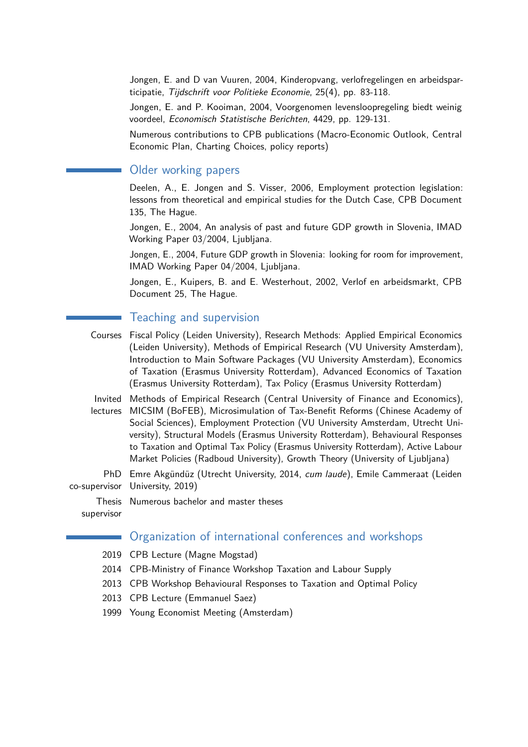Jongen, E. and D van Vuuren, 2004, Kinderopvang, verlofregelingen en arbeidsparticipatie, *Tijdschrift voor Politieke Economie*, 25(4), pp. 83-118.

Jongen, E. and P. Kooiman, 2004, Voorgenomen levensloopregeling biedt weinig voordeel, *Economisch Statistische Berichten*, 4429, pp. 129-131.

Numerous contributions to CPB publications (Macro-Economic Outlook, Central Economic Plan, Charting Choices, policy reports)

## Older working papers

Deelen, A., E. Jongen and S. Visser, 2006, Employment protection legislation: lessons from theoretical and empirical studies for the Dutch Case, CPB Document 135, The Hague.

Jongen, E., 2004, An analysis of past and future GDP growth in Slovenia, IMAD Working Paper 03/2004, Ljubljana.

Jongen, E., 2004, Future GDP growth in Slovenia: looking for room for improvement, IMAD Working Paper 04/2004, Ljubljana.

Jongen, E., Kuipers, B. and E. Westerhout, 2002, Verlof en arbeidsmarkt, CPB Document 25, The Hague.

## Teaching and supervision

**Courses** Fiscal Policy (Leiden University), Research Methods: Applied Empirical Economics (Leiden University), Methods of Empirical Research (VU University Amsterdam), Introduction to Main Software Packages (VU University Amsterdam), Economics of Taxation (Erasmus University Rotterdam), Advanced Economics of Taxation (Erasmus University Rotterdam), Tax Policy (Erasmus University Rotterdam)

**Invited lectures** Methods of Empirical Research (Central University of Finance and Economics), MICSIM (BoFEB), Microsimulation of Tax-Benefit Reforms (Chinese Academy of Social Sciences), Employment Protection (VU University Amsterdam, Utrecht University), Structural Models (Erasmus University Rotterdam), Behavioural Responses to Taxation and Optimal Tax Policy (Erasmus University Rotterdam), Active Labour Market Policies (Radboud University), Growth Theory (University of Ljubljana)

**PhD co-supervisor** Emre Akgündüz (Utrecht University, 2014, *cum laude*), Emile Cammeraat (Leiden University, 2019)

**Thesis supervisor** Numerous bachelor and master theses

## Organization of international conferences and workshops

- 2019 CPB Lecture (Magne Mogstad)
- 2014 CPB-Ministry of Finance Workshop Taxation and Labour Supply
- 2013 CPB Workshop Behavioural Responses to Taxation and Optimal Policy
- 2013 CPB Lecture (Emmanuel Saez)
- 1999 Young Economist Meeting (Amsterdam)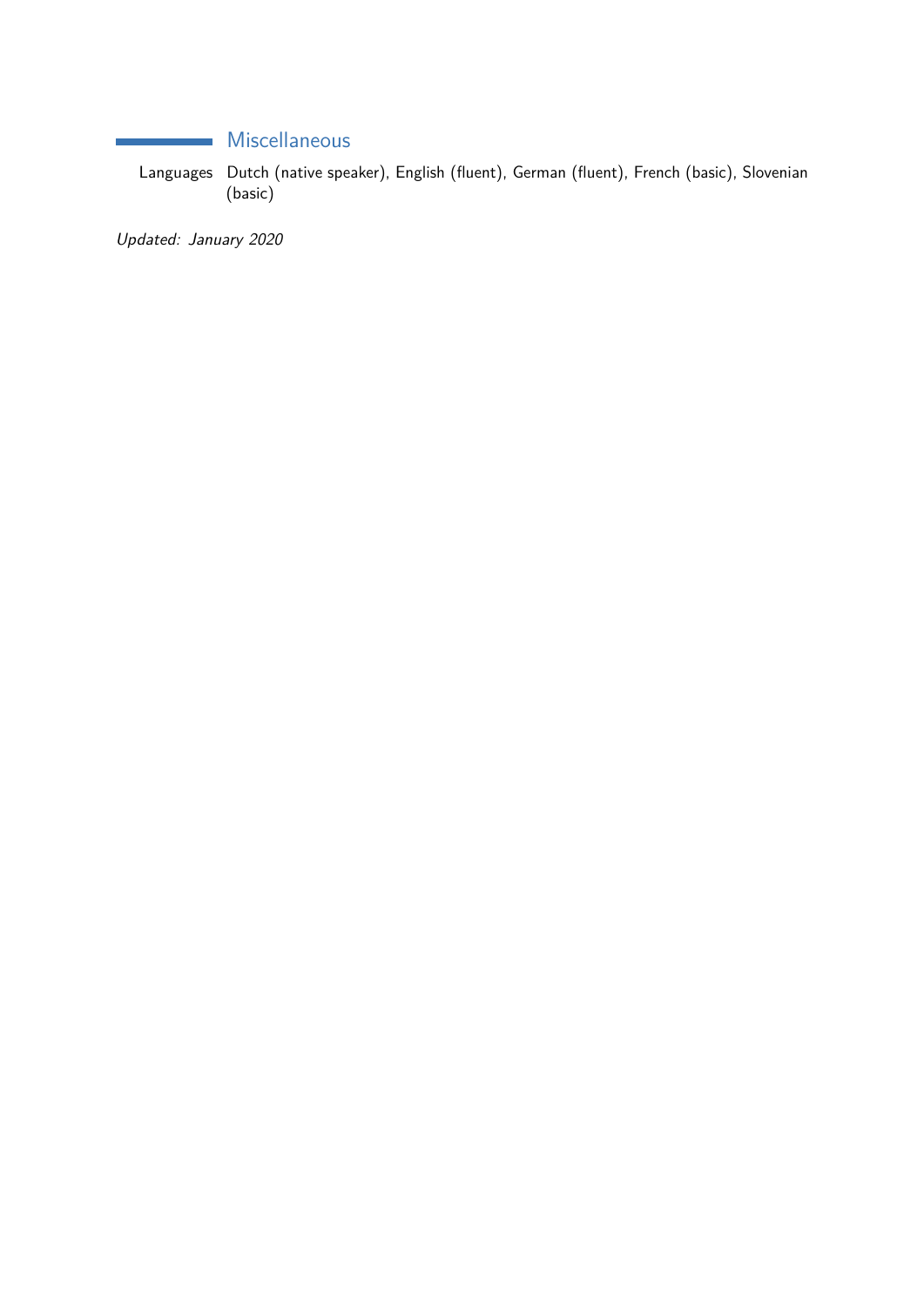## Miscellaneous

Languages Dutch (native speaker), English (fluent), German (fluent), French (basic), Slovenian (basic)

*Updated: January 2020*